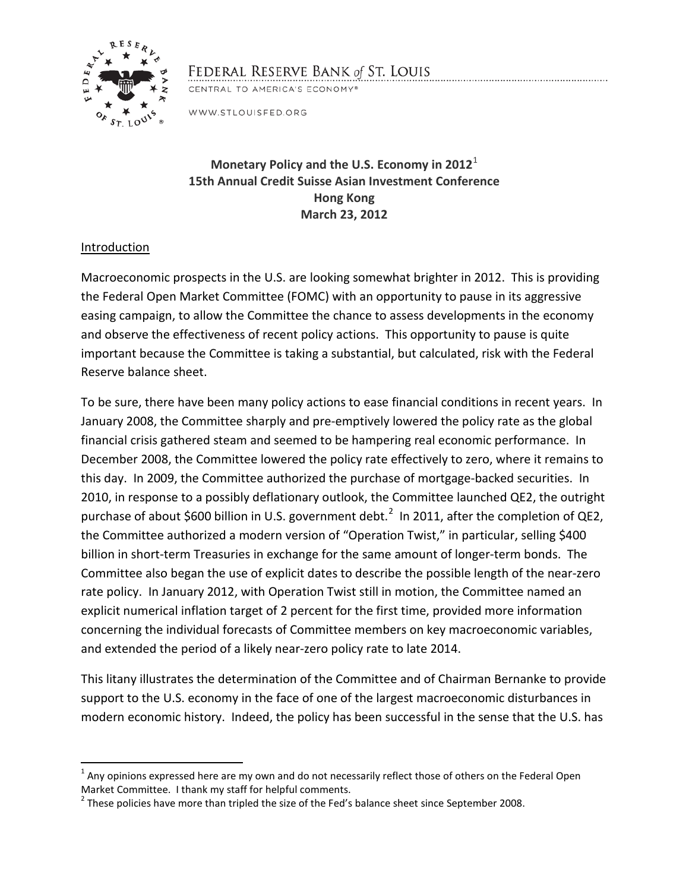FEDERAL RESERVE BANK *of* ST. LOUIS

CENTRAL TO AMERICA'S ECONOMY®

WWW.STLOUISFED.ORG

**Monetary Policy and the U.S. Economy in 2012**[1]
**15th Annual Credit Suisse Asian Investment Conference**
**Hong Kong**
**March 23, 2012**

## Introduction

Macroeconomic prospects in the U.S. are looking somewhat brighter in 2012. This is providing the Federal Open Market Committee (FOMC) with an opportunity to pause in its aggressive easing campaign, to allow the Committee the chance to assess developments in the economy and observe the effectiveness of recent policy actions. This opportunity to pause is quite important because the Committee is taking a substantial, but calculated, risk with the Federal Reserve balance sheet.

To be sure, there have been many policy actions to ease financial conditions in recent years. In January 2008, the Committee sharply and pre-emptively lowered the policy rate as the global financial crisis gathered steam and seemed to be hampering real economic performance. In December 2008, the Committee lowered the policy rate effectively to zero, where it remains to this day. In 2009, the Committee authorized the purchase of mortgage-backed securities. In 2010, in response to a possibly deflationary outlook, the Committee launched QE2, the outright purchase of about $600 billion in U.S. government debt.[2] In 2011, after the completion of QE2, the Committee authorized a modern version of "Operation Twist," in particular, selling $400 billion in short-term Treasuries in exchange for the same amount of longer-term bonds. The Committee also began the use of explicit dates to describe the possible length of the near-zero rate policy. In January 2012, with Operation Twist still in motion, the Committee named an explicit numerical inflation target of 2 percent for the first time, provided more information concerning the individual forecasts of Committee members on key macroeconomic variables, and extended the period of a likely near-zero policy rate to late 2014.

This litany illustrates the determination of the Committee and of Chairman Bernanke to provide support to the U.S. economy in the face of one of the largest macroeconomic disturbances in modern economic history. Indeed, the policy has been successful in the sense that the U.S. has

---

[1] Any opinions expressed here are my own and do not necessarily reflect those of others on the Federal Open Market Committee. I thank my staff for helpful comments.

[2] These policies have more than tripled the size of the Fed's balance sheet since September 2008.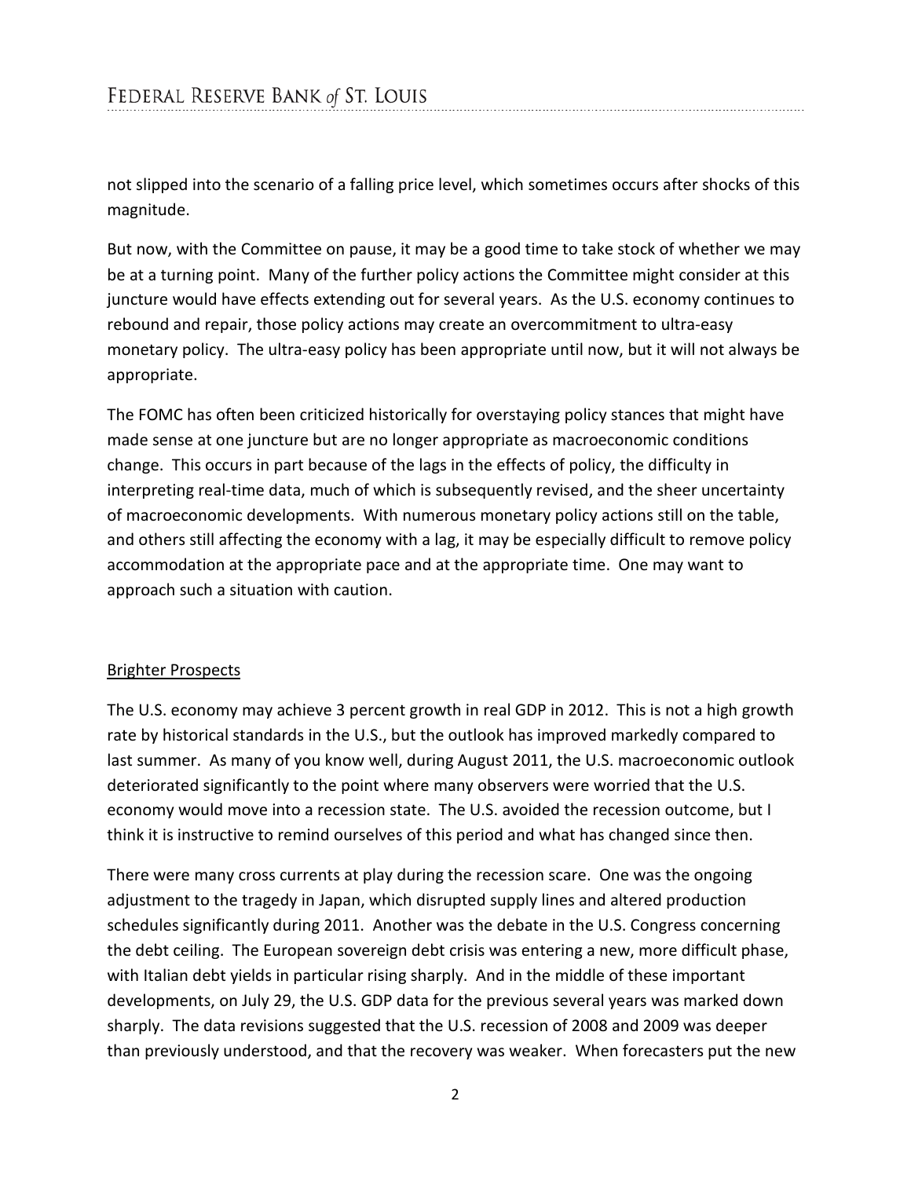not slipped into the scenario of a falling price level, which sometimes occurs after shocks of this magnitude.

But now, with the Committee on pause, it may be a good time to take stock of whether we may be at a turning point. Many of the further policy actions the Committee might consider at this juncture would have effects extending out for several years. As the U.S. economy continues to rebound and repair, those policy actions may create an overcommitment to ultra-easy monetary policy. The ultra-easy policy has been appropriate until now, but it will not always be appropriate.

The FOMC has often been criticized historically for overstaying policy stances that might have made sense at one juncture but are no longer appropriate as macroeconomic conditions change. This occurs in part because of the lags in the effects of policy, the difficulty in interpreting real-time data, much of which is subsequently revised, and the sheer uncertainty of macroeconomic developments. With numerous monetary policy actions still on the table, and others still affecting the economy with a lag, it may be especially difficult to remove policy accommodation at the appropriate pace and at the appropriate time. One may want to approach such a situation with caution.

## Brighter Prospects

The U.S. economy may achieve 3 percent growth in real GDP in 2012. This is not a high growth rate by historical standards in the U.S., but the outlook has improved markedly compared to last summer. As many of you know well, during August 2011, the U.S. macroeconomic outlook deteriorated significantly to the point where many observers were worried that the U.S. economy would move into a recession state. The U.S. avoided the recession outcome, but I think it is instructive to remind ourselves of this period and what has changed since then.

There were many cross currents at play during the recession scare. One was the ongoing adjustment to the tragedy in Japan, which disrupted supply lines and altered production schedules significantly during 2011. Another was the debate in the U.S. Congress concerning the debt ceiling. The European sovereign debt crisis was entering a new, more difficult phase, with Italian debt yields in particular rising sharply. And in the middle of these important developments, on July 29, the U.S. GDP data for the previous several years was marked down sharply. The data revisions suggested that the U.S. recession of 2008 and 2009 was deeper than previously understood, and that the recovery was weaker. When forecasters put the new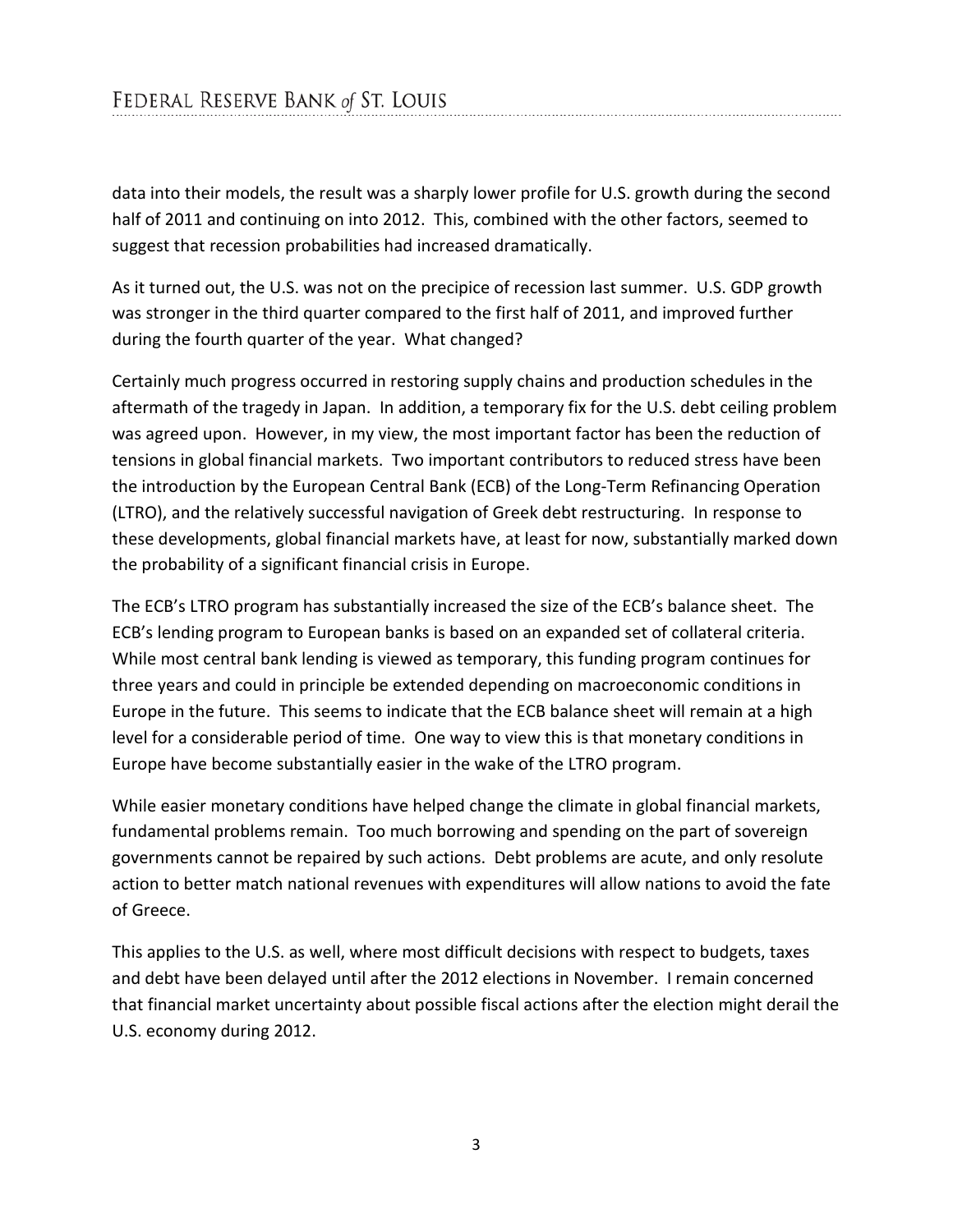data into their models, the result was a sharply lower profile for U.S. growth during the second half of 2011 and continuing on into 2012. This, combined with the other factors, seemed to suggest that recession probabilities had increased dramatically.

As it turned out, the U.S. was not on the precipice of recession last summer. U.S. GDP growth was stronger in the third quarter compared to the first half of 2011, and improved further during the fourth quarter of the year. What changed?

Certainly much progress occurred in restoring supply chains and production schedules in the aftermath of the tragedy in Japan. In addition, a temporary fix for the U.S. debt ceiling problem was agreed upon. However, in my view, the most important factor has been the reduction of tensions in global financial markets. Two important contributors to reduced stress have been the introduction by the European Central Bank (ECB) of the Long-Term Refinancing Operation (LTRO), and the relatively successful navigation of Greek debt restructuring. In response to these developments, global financial markets have, at least for now, substantially marked down the probability of a significant financial crisis in Europe.

The ECB's LTRO program has substantially increased the size of the ECB's balance sheet. The ECB's lending program to European banks is based on an expanded set of collateral criteria. While most central bank lending is viewed as temporary, this funding program continues for three years and could in principle be extended depending on macroeconomic conditions in Europe in the future. This seems to indicate that the ECB balance sheet will remain at a high level for a considerable period of time. One way to view this is that monetary conditions in Europe have become substantially easier in the wake of the LTRO program.

While easier monetary conditions have helped change the climate in global financial markets, fundamental problems remain. Too much borrowing and spending on the part of sovereign governments cannot be repaired by such actions. Debt problems are acute, and only resolute action to better match national revenues with expenditures will allow nations to avoid the fate of Greece.

This applies to the U.S. as well, where most difficult decisions with respect to budgets, taxes and debt have been delayed until after the 2012 elections in November. I remain concerned that financial market uncertainty about possible fiscal actions after the election might derail the U.S. economy during 2012.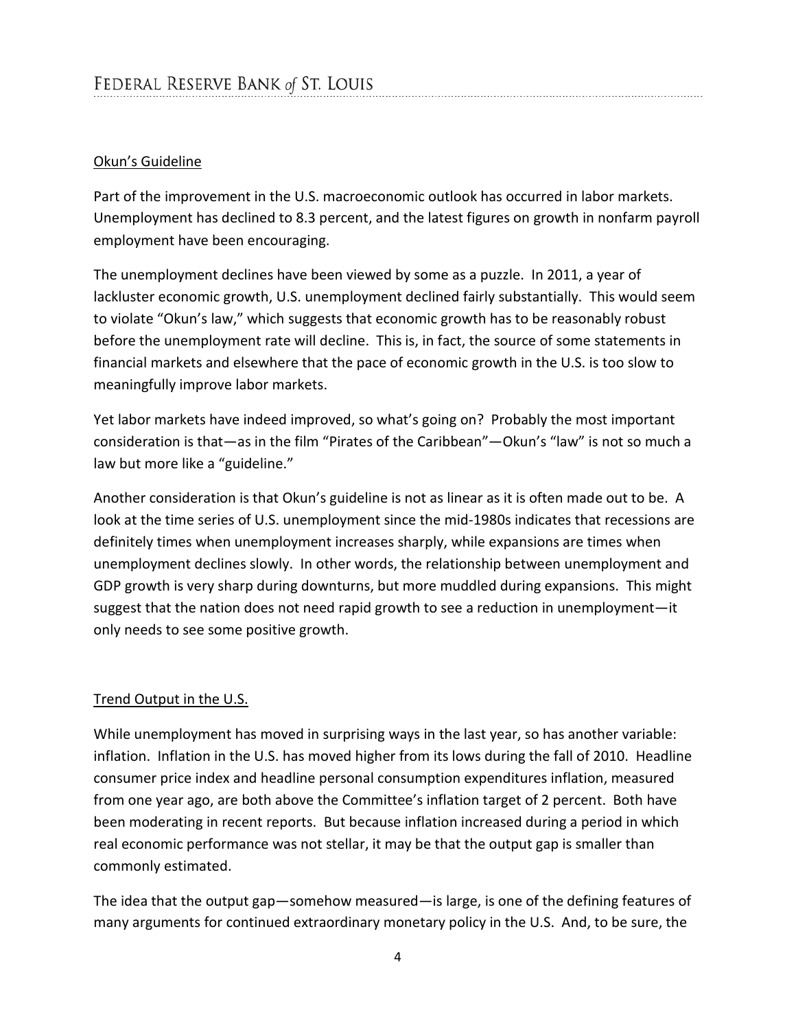## Okun's Guideline

Part of the improvement in the U.S. macroeconomic outlook has occurred in labor markets. Unemployment has declined to 8.3 percent, and the latest figures on growth in nonfarm payroll employment have been encouraging.

The unemployment declines have been viewed by some as a puzzle. In 2011, a year of lackluster economic growth, U.S. unemployment declined fairly substantially. This would seem to violate "Okun's law," which suggests that economic growth has to be reasonably robust before the unemployment rate will decline. This is, in fact, the source of some statements in financial markets and elsewhere that the pace of economic growth in the U.S. is too slow to meaningfully improve labor markets.

Yet labor markets have indeed improved, so what's going on? Probably the most important consideration is that—as in the film "Pirates of the Caribbean"—Okun's "law" is not so much a law but more like a "guideline."

Another consideration is that Okun's guideline is not as linear as it is often made out to be. A look at the time series of U.S. unemployment since the mid-1980s indicates that recessions are definitely times when unemployment increases sharply, while expansions are times when unemployment declines slowly. In other words, the relationship between unemployment and GDP growth is very sharp during downturns, but more muddled during expansions. This might suggest that the nation does not need rapid growth to see a reduction in unemployment—it only needs to see some positive growth.

## Trend Output in the U.S.

While unemployment has moved in surprising ways in the last year, so has another variable: inflation. Inflation in the U.S. has moved higher from its lows during the fall of 2010. Headline consumer price index and headline personal consumption expenditures inflation, measured from one year ago, are both above the Committee's inflation target of 2 percent. Both have been moderating in recent reports. But because inflation increased during a period in which real economic performance was not stellar, it may be that the output gap is smaller than commonly estimated.

The idea that the output gap—somehow measured—is large, is one of the defining features of many arguments for continued extraordinary monetary policy in the U.S. And, to be sure, the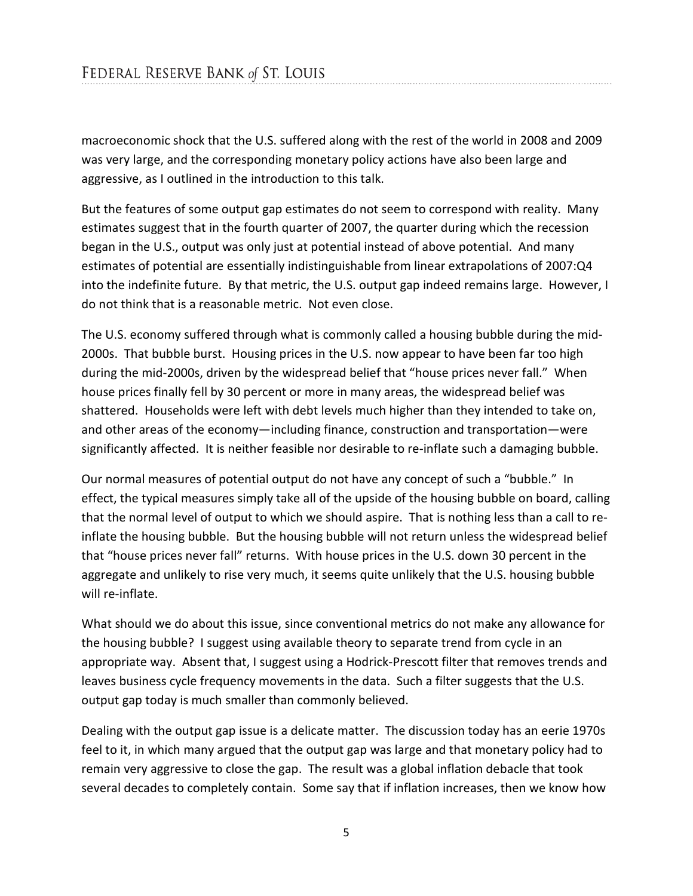macroeconomic shock that the U.S. suffered along with the rest of the world in 2008 and 2009 was very large, and the corresponding monetary policy actions have also been large and aggressive, as I outlined in the introduction to this talk.

But the features of some output gap estimates do not seem to correspond with reality. Many estimates suggest that in the fourth quarter of 2007, the quarter during which the recession began in the U.S., output was only just at potential instead of above potential. And many estimates of potential are essentially indistinguishable from linear extrapolations of 2007:Q4 into the indefinite future. By that metric, the U.S. output gap indeed remains large. However, I do not think that is a reasonable metric. Not even close.

The U.S. economy suffered through what is commonly called a housing bubble during the mid-2000s. That bubble burst. Housing prices in the U.S. now appear to have been far too high during the mid-2000s, driven by the widespread belief that "house prices never fall." When house prices finally fell by 30 percent or more in many areas, the widespread belief was shattered. Households were left with debt levels much higher than they intended to take on, and other areas of the economy—including finance, construction and transportation—were significantly affected. It is neither feasible nor desirable to re-inflate such a damaging bubble.

Our normal measures of potential output do not have any concept of such a "bubble." In effect, the typical measures simply take all of the upside of the housing bubble on board, calling that the normal level of output to which we should aspire. That is nothing less than a call to re-inflate the housing bubble. But the housing bubble will not return unless the widespread belief that "house prices never fall" returns. With house prices in the U.S. down 30 percent in the aggregate and unlikely to rise very much, it seems quite unlikely that the U.S. housing bubble will re-inflate.

What should we do about this issue, since conventional metrics do not make any allowance for the housing bubble? I suggest using available theory to separate trend from cycle in an appropriate way. Absent that, I suggest using a Hodrick-Prescott filter that removes trends and leaves business cycle frequency movements in the data. Such a filter suggests that the U.S. output gap today is much smaller than commonly believed.

Dealing with the output gap issue is a delicate matter. The discussion today has an eerie 1970s feel to it, in which many argued that the output gap was large and that monetary policy had to remain very aggressive to close the gap. The result was a global inflation debacle that took several decades to completely contain. Some say that if inflation increases, then we know how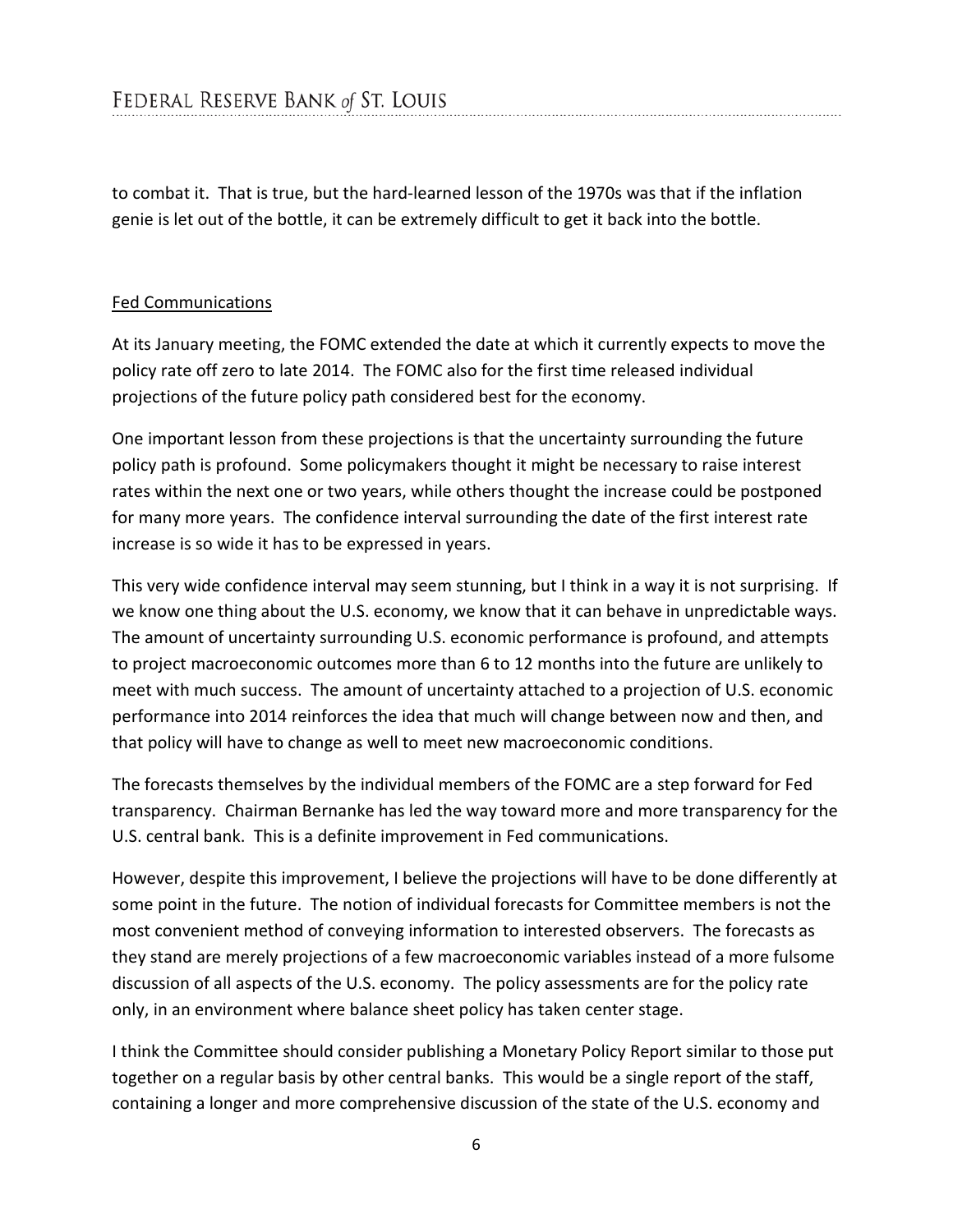to combat it. That is true, but the hard-learned lesson of the 1970s was that if the inflation genie is let out of the bottle, it can be extremely difficult to get it back into the bottle.

## Fed Communications

At its January meeting, the FOMC extended the date at which it currently expects to move the policy rate off zero to late 2014. The FOMC also for the first time released individual projections of the future policy path considered best for the economy.

One important lesson from these projections is that the uncertainty surrounding the future policy path is profound. Some policymakers thought it might be necessary to raise interest rates within the next one or two years, while others thought the increase could be postponed for many more years. The confidence interval surrounding the date of the first interest rate increase is so wide it has to be expressed in years.

This very wide confidence interval may seem stunning, but I think in a way it is not surprising. If we know one thing about the U.S. economy, we know that it can behave in unpredictable ways. The amount of uncertainty surrounding U.S. economic performance is profound, and attempts to project macroeconomic outcomes more than 6 to 12 months into the future are unlikely to meet with much success. The amount of uncertainty attached to a projection of U.S. economic performance into 2014 reinforces the idea that much will change between now and then, and that policy will have to change as well to meet new macroeconomic conditions.

The forecasts themselves by the individual members of the FOMC are a step forward for Fed transparency. Chairman Bernanke has led the way toward more and more transparency for the U.S. central bank. This is a definite improvement in Fed communications.

However, despite this improvement, I believe the projections will have to be done differently at some point in the future. The notion of individual forecasts for Committee members is not the most convenient method of conveying information to interested observers. The forecasts as they stand are merely projections of a few macroeconomic variables instead of a more fulsome discussion of all aspects of the U.S. economy. The policy assessments are for the policy rate only, in an environment where balance sheet policy has taken center stage.

I think the Committee should consider publishing a Monetary Policy Report similar to those put together on a regular basis by other central banks. This would be a single report of the staff, containing a longer and more comprehensive discussion of the state of the U.S. economy and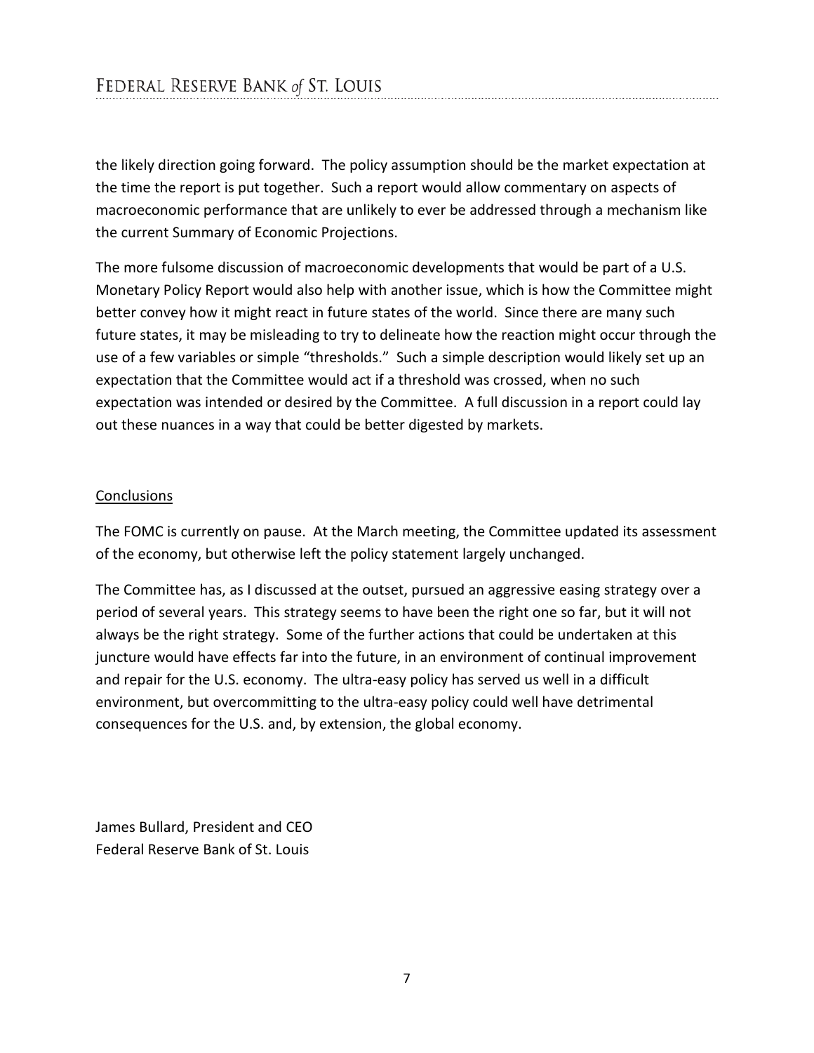the likely direction going forward. The policy assumption should be the market expectation at the time the report is put together. Such a report would allow commentary on aspects of macroeconomic performance that are unlikely to ever be addressed through a mechanism like the current Summary of Economic Projections.

The more fulsome discussion of macroeconomic developments that would be part of a U.S. Monetary Policy Report would also help with another issue, which is how the Committee might better convey how it might react in future states of the world. Since there are many such future states, it may be misleading to try to delineate how the reaction might occur through the use of a few variables or simple "thresholds." Such a simple description would likely set up an expectation that the Committee would act if a threshold was crossed, when no such expectation was intended or desired by the Committee. A full discussion in a report could lay out these nuances in a way that could be better digested by markets.

## Conclusions

The FOMC is currently on pause. At the March meeting, the Committee updated its assessment of the economy, but otherwise left the policy statement largely unchanged.

The Committee has, as I discussed at the outset, pursued an aggressive easing strategy over a period of several years. This strategy seems to have been the right one so far, but it will not always be the right strategy. Some of the further actions that could be undertaken at this juncture would have effects far into the future, in an environment of continual improvement and repair for the U.S. economy. The ultra-easy policy has served us well in a difficult environment, but overcommitting to the ultra-easy policy could well have detrimental consequences for the U.S. and, by extension, the global economy.

James Bullard, President and CEO
Federal Reserve Bank of St. Louis